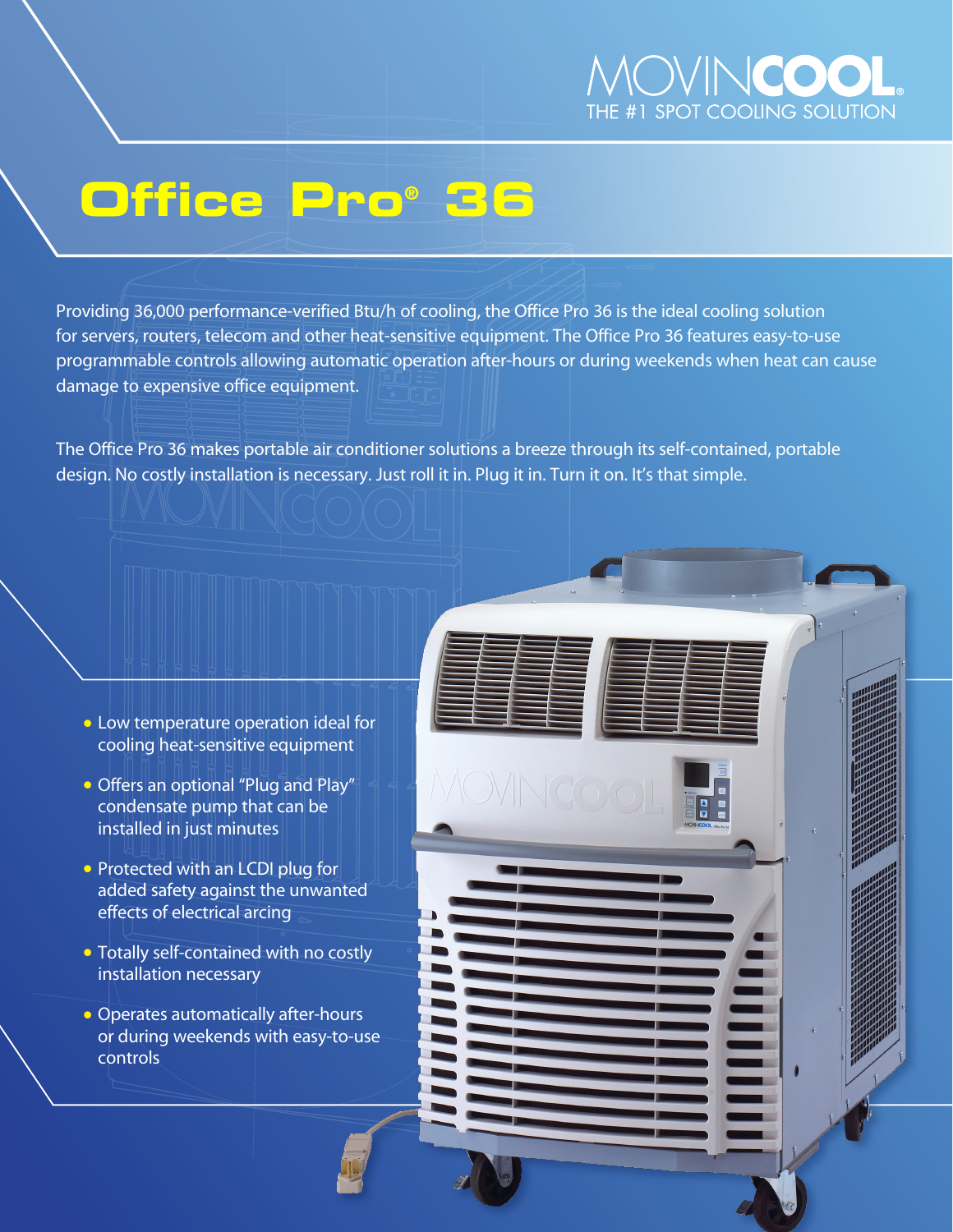MOVINCOOL®
THE #1 SPOT COOLING SOLUTION

# Office Pro® 36

Providing 36,000 performance-verified Btu/h of cooling, the Office Pro 36 is the ideal cooling solution for servers, routers, telecom and other heat-sensitive equipment. The Office Pro 36 features easy-to-use programmable controls allowing automatic operation after-hours or during weekends when heat can cause damage to expensive office equipment.

The Office Pro 36 makes portable air conditioner solutions a breeze through its self-contained, portable design. No costly installation is necessary. Just roll it in. Plug it in. Turn it on. It's that simple.

- Low temperature operation ideal for cooling heat-sensitive equipment
- Offers an optional "Plug and Play" condensate pump that can be installed in just minutes
- Protected with an LCDI plug for added safety against the unwanted effects of electrical arcing
- Totally self-contained with no costly installation necessary
- Operates automatically after-hours or during weekends with easy-to-use controls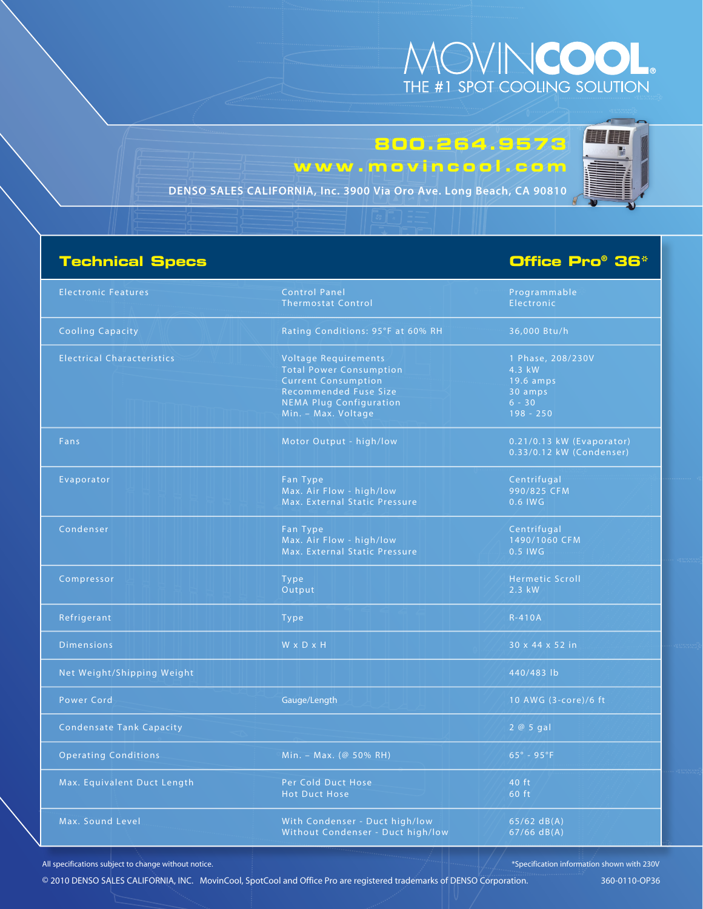# MOVINCOOL

THE #1 SPOT COOLING SOLUTION

**800.264.9573**

**www.movincool.com**

DENSO SALES CALIFORNIA, Inc. 3900 Via Oro Ave. Long Beach, CA 90810

| Technical Specs | | Office Pro® 36* |
|---|---|---|
| Electronic Features | Control Panel<br>Thermostat Control | Programmable<br>Electronic |
| Cooling Capacity | Rating Conditions: 95°F at 60% RH | 36,000 Btu/h |
| Electrical Characteristics | Voltage Requirements<br>Total Power Consumption<br>Current Consumption<br>Recommended Fuse Size<br>NEMA Plug Configuration<br>Min. – Max. Voltage | 1 Phase, 208/230V<br>4.3 kW<br>19.6 amps<br>30 amps<br>6 - 30<br>198 - 250 |
| Fans | Motor Output - high/low | 0.21/0.13 kW (Evaporator)<br>0.33/0.12 kW (Condenser) |
| Evaporator | Fan Type<br>Max. Air Flow - high/low<br>Max. External Static Pressure | Centrifugal<br>990/825 CFM<br>0.6 IWG |
| Condenser | Fan Type<br>Max. Air Flow - high/low<br>Max. External Static Pressure | Centrifugal<br>1490/1060 CFM<br>0.5 IWG |
| Compressor | Type<br>Output | Hermetic Scroll<br>2.3 kW |
| Refrigerant | Type | R-410A |
| Dimensions | W x D x H | 30 x 44 x 52 in |
| Net Weight/Shipping Weight | | 440/483 lb |
| Power Cord | Gauge/Length | 10 AWG (3-core)/6 ft |
| Condensate Tank Capacity | | 2 @ 5 gal |
| Operating Conditions | Min. – Max. (@ 50% RH) | 65° - 95°F |
| Max. Equivalent Duct Length | Per Cold Duct Hose<br>Hot Duct Hose | 40 ft<br>60 ft |
| Max. Sound Level | With Condenser - Duct high/low<br>Without Condenser - Duct high/low | 65/62 dB(A)<br>67/66 dB(A) |

All specifications subject to change without notice.

*Specification information shown with 230V

© 2010 DENSO SALES CALIFORNIA, INC. MovinCool, SpotCool and Office Pro are registered trademarks of DENSO Corporation.

360-0110-OP36